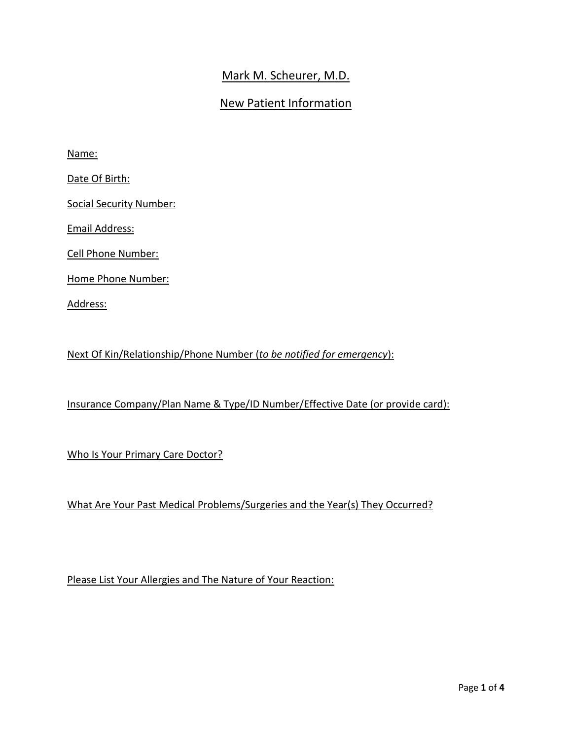# Mark M. Scheurer, M.D.

## New Patient Information

Name:

Date Of Birth:

Social Security Number:

Email Address:

Cell Phone Number:

Home Phone Number:

Address:

Next Of Kin/Relationship/Phone Number (*to be notified for emergency*):

Insurance Company/Plan Name & Type/ID Number/Effective Date (or provide card):

Who Is Your Primary Care Doctor?

What Are Your Past Medical Problems/Surgeries and the Year(s) They Occurred?

Please List Your Allergies and The Nature of Your Reaction: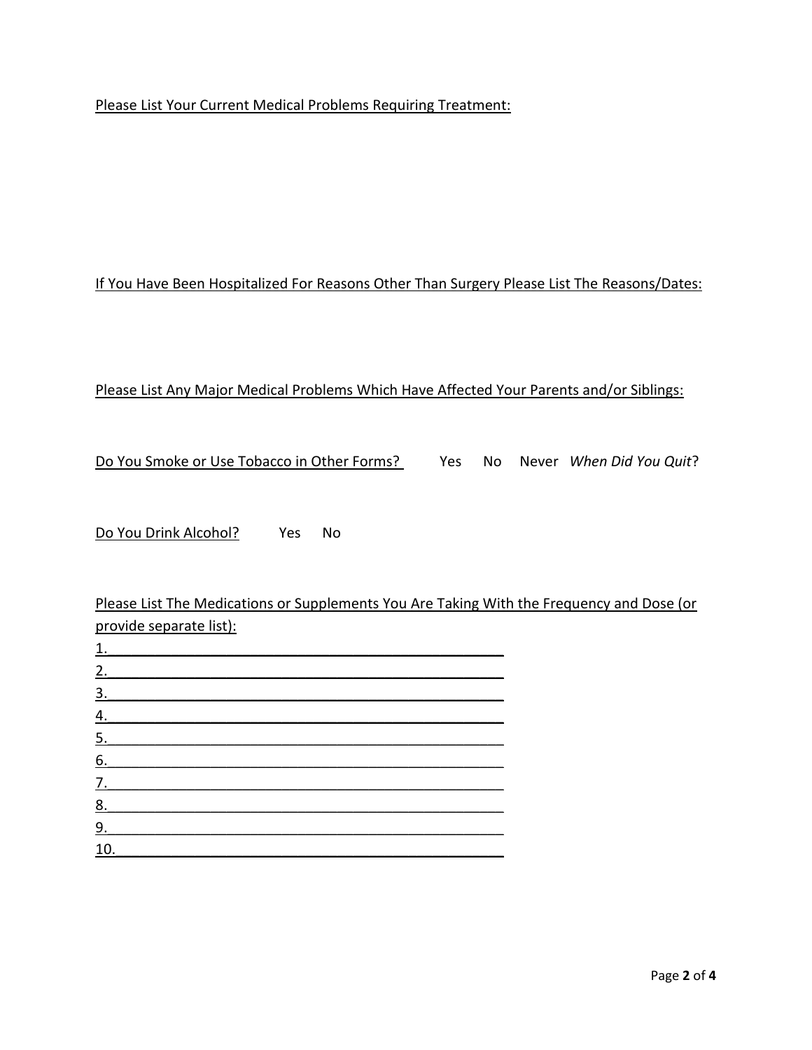Please List Your Current Medical Problems Requiring Treatment:

If You Have Been Hospitalized For Reasons Other Than Surgery Please List The Reasons/Dates:

Please List Any Major Medical Problems Which Have Affected Your Parents and/or Siblings:

Do You Smoke or Use Tobacco in Other Forms? Yes No Never *When Did You Quit*?

Do You Drink Alcohol? Yes No

Please List The Medications or Supplements You Are Taking With the Frequency and Dose (or provide separate list):

1.______________________________________________________
2.______________________________________________________
3.______________________________________________________
4.______________________________________________________
5.______________________________________________________
6.______________________________________________________
7.______________________________________________________
8.______________________________________________________
9.______________________________________________________
10._____________________________________________________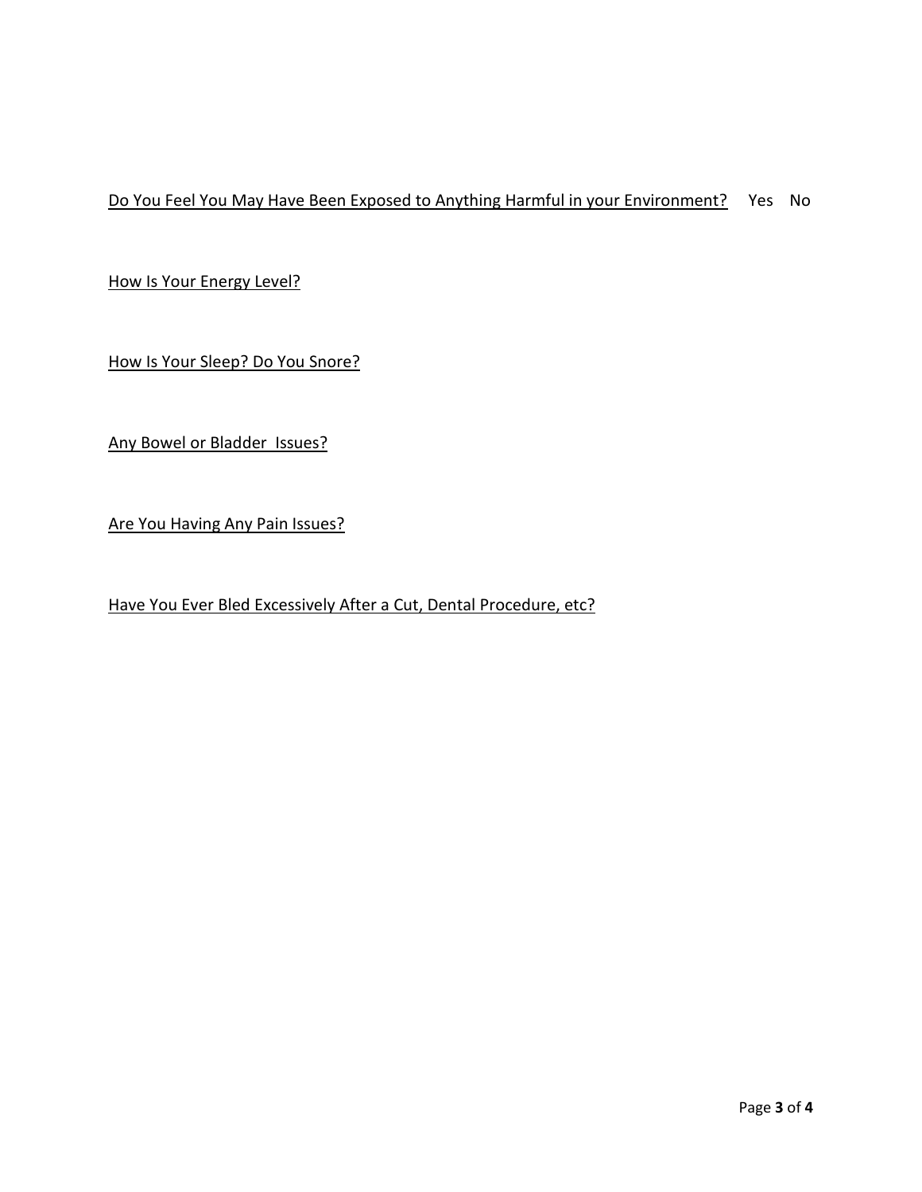<u>Do You Feel You May Have Been Exposed to Anything Harmful in your Environment?</u> Yes No

<u>How Is Your Energy Level?</u>

<u>How Is Your Sleep? Do You Snore?</u>

<u>Any Bowel or Bladder Issues?</u>

<u>Are You Having Any Pain Issues?</u>

<u>Have You Ever Bled Excessively After a Cut, Dental Procedure, etc?</u>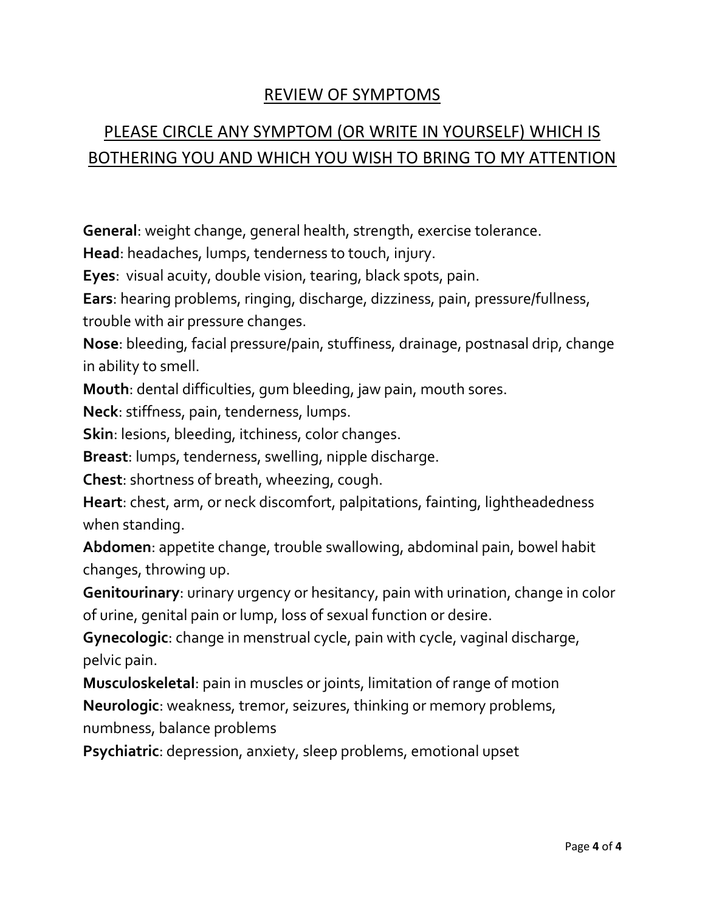## REVIEW OF SYMPTOMS

## PLEASE CIRCLE ANY SYMPTOM (OR WRITE IN YOURSELF) WHICH IS BOTHERING YOU AND WHICH YOU WISH TO BRING TO MY ATTENTION

**General**: weight change, general health, strength, exercise tolerance.

**Head**: headaches, lumps, tenderness to touch, injury.

**Eyes**: visual acuity, double vision, tearing, black spots, pain.

**Ears**: hearing problems, ringing, discharge, dizziness, pain, pressure/fullness, trouble with air pressure changes.

**Nose**: bleeding, facial pressure/pain, stuffiness, drainage, postnasal drip, change in ability to smell.

**Mouth**: dental difficulties, gum bleeding, jaw pain, mouth sores.

**Neck**: stiffness, pain, tenderness, lumps.

**Skin**: lesions, bleeding, itchiness, color changes.

**Breast**: lumps, tenderness, swelling, nipple discharge.

**Chest**: shortness of breath, wheezing, cough.

**Heart**: chest, arm, or neck discomfort, palpitations, fainting, lightheadedness when standing.

**Abdomen**: appetite change, trouble swallowing, abdominal pain, bowel habit changes, throwing up.

**Genitourinary**: urinary urgency or hesitancy, pain with urination, change in color of urine, genital pain or lump, loss of sexual function or desire.

**Gynecologic**: change in menstrual cycle, pain with cycle, vaginal discharge, pelvic pain.

**Musculoskeletal**: pain in muscles or joints, limitation of range of motion

**Neurologic**: weakness, tremor, seizures, thinking or memory problems, numbness, balance problems

**Psychiatric**: depression, anxiety, sleep problems, emotional upset